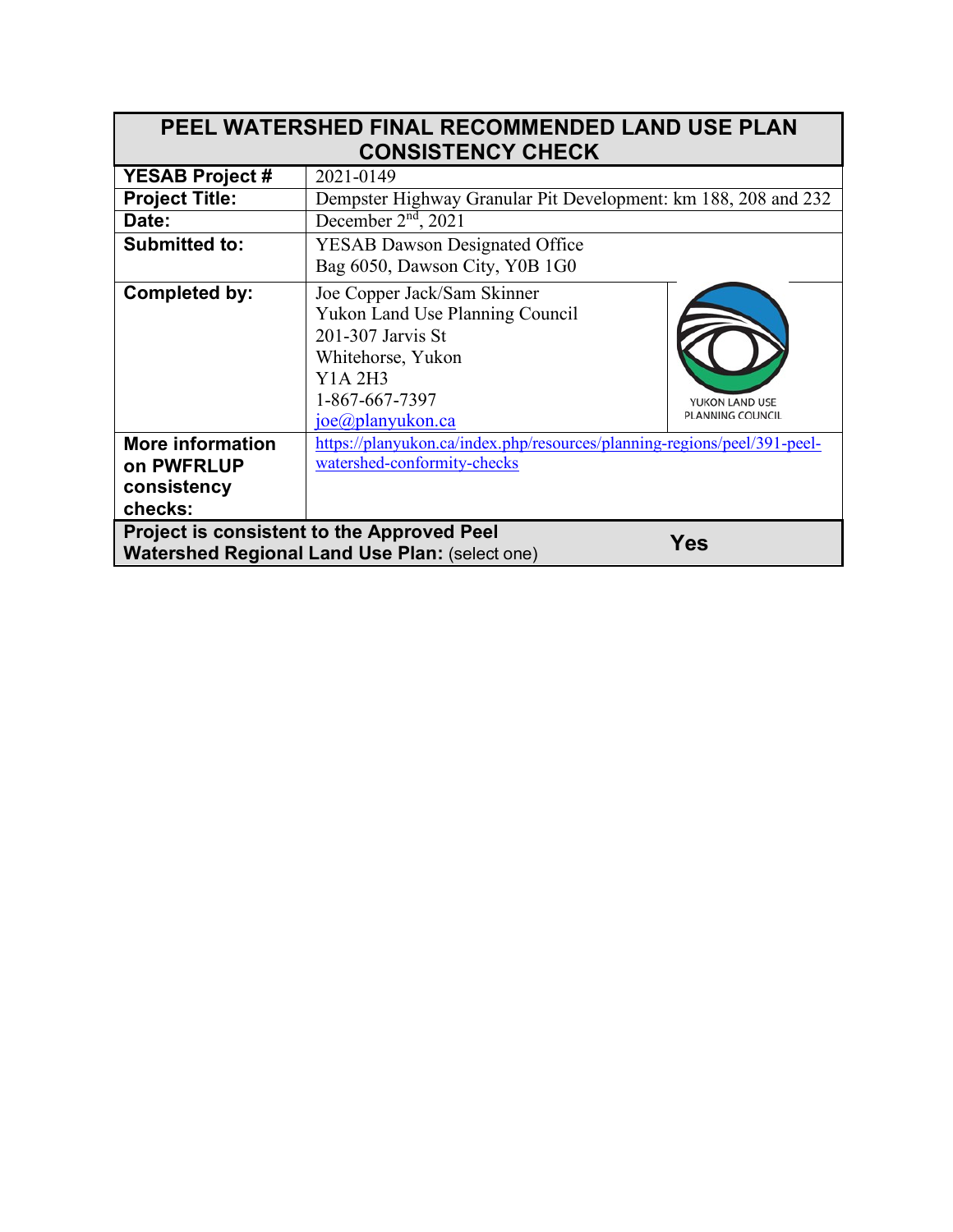| PEEL WATERSHED FINAL RECOMMENDED LAND USE PLAN CONSISTENCY CHECK | |
|---|---|
| **YESAB Project #** | 2021-0149 |
| **Project Title:** | Dempster Highway Granular Pit Development: km 188, 208 and 232 |
| **Date:** | December 2nd, 2021 |
| **Submitted to:** | YESAB Dawson Designated Office<br>Bag 6050, Dawson City, Y0B 1G0 |
| **Completed by:** | Joe Copper Jack/Sam Skinner<br>Yukon Land Use Planning Council<br>201-307 Jarvis St<br>Whitehorse, Yukon<br>Y1A 2H3<br>1-867-667-7397<br>joe@planyukon.ca<br>YUKON LAND USE PLANNING COUNCIL |
| **More information on PWFRLUP consistency checks:** | https://planyukon.ca/index.php/resources/planning-regions/peel/391-peel-watershed-conformity-checks |
| **Project is consistent to the Approved Peel Watershed Regional Land Use Plan:** (select one) | **Yes** |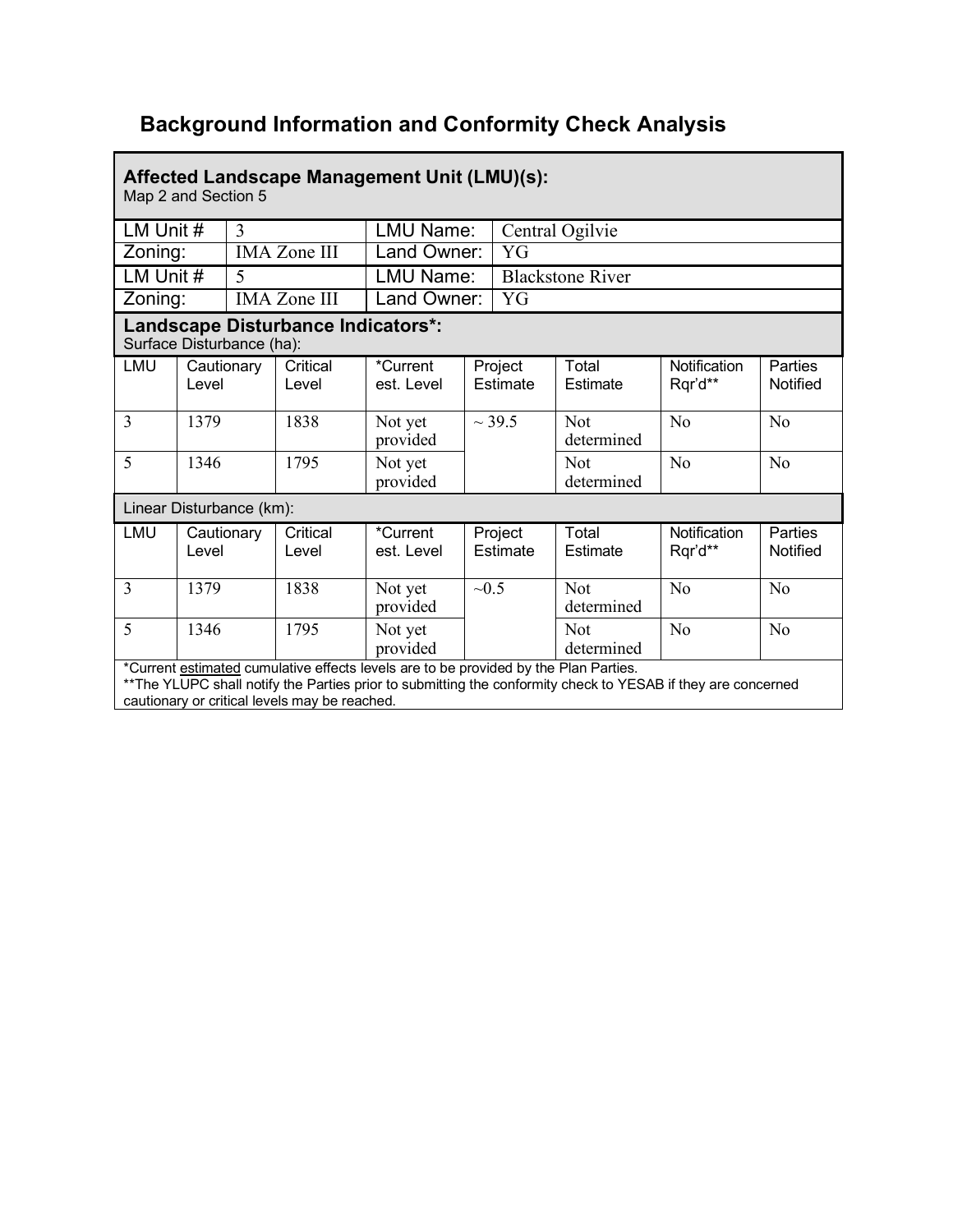## Background Information and Conformity Check Analysis

**Affected Landscape Management Unit (LMU)(s):**
Map 2 and Section 5

| LM Unit # | 3 | LMU Name: | Central Ogilvie |
|---|---|---|---|
| Zoning: | IMA Zone III | Land Owner: | YG |
| LM Unit # | 5 | LMU Name: | Blackstone River |
| Zoning: | IMA Zone III | Land Owner: | YG |

**Landscape Disturbance Indicators*:**
Surface Disturbance (ha):

| LMU | Cautionary Level | Critical Level | *Current est. Level | Project Estimate | Total Estimate | Notification Rqr'd** | Parties Notified |
|---|---|---|---|---|---|---|---|
| 3 | 1379 | 1838 | Not yet provided | ~ 39.5 | Not determined | No | No |
| 5 | 1346 | 1795 | Not yet provided | | Not determined | No | No |

Linear Disturbance (km):

| LMU | Cautionary Level | Critical Level | *Current est. Level | Project Estimate | Total Estimate | Notification Rqr'd** | Parties Notified |
|---|---|---|---|---|---|---|---|
| 3 | 1379 | 1838 | Not yet provided | ~0.5 | Not determined | No | No |
| 5 | 1346 | 1795 | Not yet provided | | Not determined | No | No |

*Current estimated cumulative effects levels are to be provided by the Plan Parties.
**The YLUPC shall notify the Parties prior to submitting the conformity check to YESAB if they are concerned cautionary or critical levels may be reached.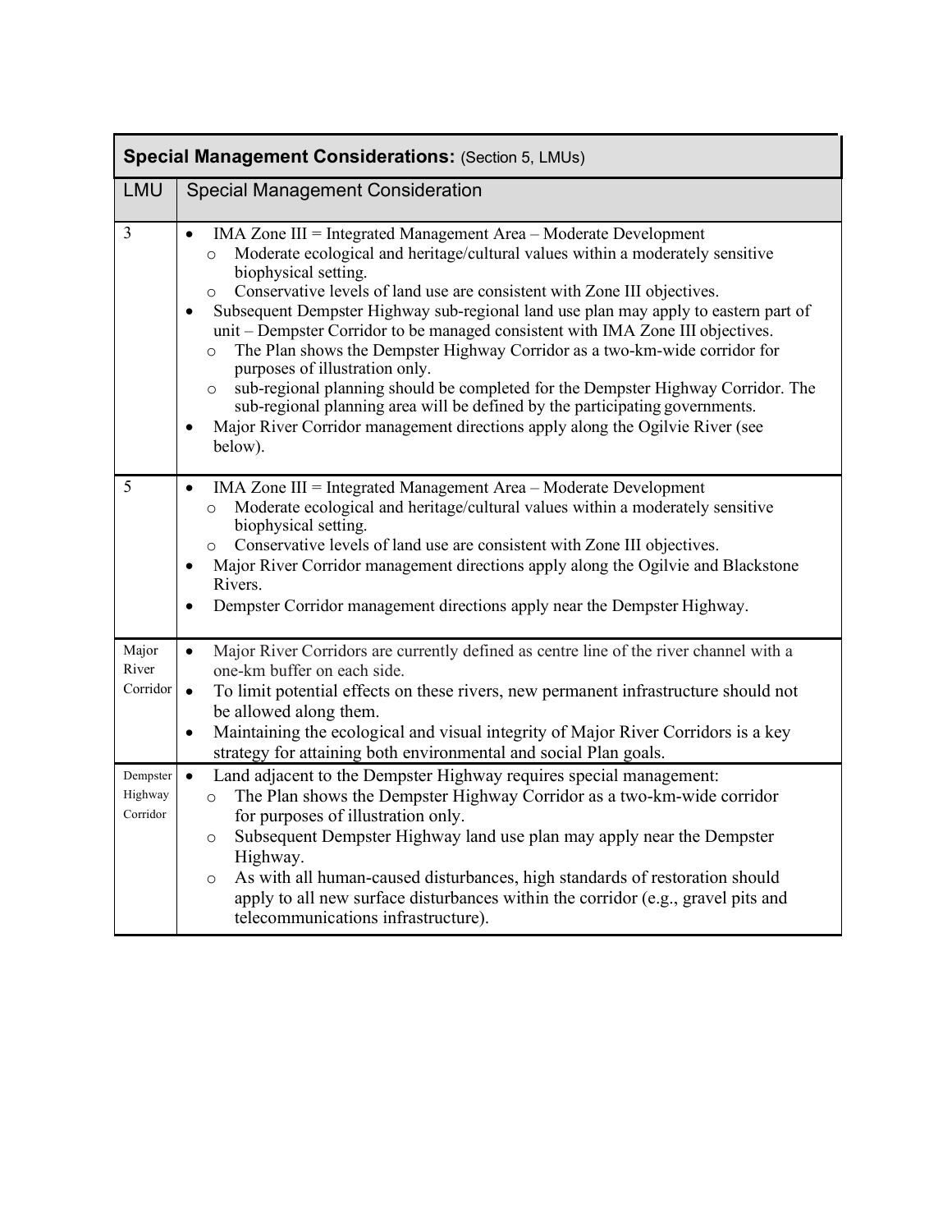| **Special Management Considerations:** (Section 5, LMUs) | |
|---|---|
| LMU | Special Management Consideration |
| 3 | • IMA Zone III = Integrated Management Area – Moderate Development<br>  ○ Moderate ecological and heritage/cultural values within a moderately sensitive biophysical setting.<br>  ○ Conservative levels of land use are consistent with Zone III objectives.<br>• Subsequent Dempster Highway sub-regional land use plan may apply to eastern part of unit – Dempster Corridor to be managed consistent with IMA Zone III objectives.<br>  ○ The Plan shows the Dempster Highway Corridor as a two-km-wide corridor for purposes of illustration only.<br>  ○ sub-regional planning should be completed for the Dempster Highway Corridor. The sub-regional planning area will be defined by the participating governments.<br>• Major River Corridor management directions apply along the Ogilvie River (see below). |
| 5 | • IMA Zone III = Integrated Management Area – Moderate Development<br>  ○ Moderate ecological and heritage/cultural values within a moderately sensitive biophysical setting.<br>  ○ Conservative levels of land use are consistent with Zone III objectives.<br>• Major River Corridor management directions apply along the Ogilvie and Blackstone Rivers.<br>• Dempster Corridor management directions apply near the Dempster Highway. |
| Major River Corridor | • Major River Corridors are currently defined as centre line of the river channel with a one-km buffer on each side.<br>• To limit potential effects on these rivers, new permanent infrastructure should not be allowed along them.<br>• Maintaining the ecological and visual integrity of Major River Corridors is a key strategy for attaining both environmental and social Plan goals. |
| Dempster Highway Corridor | • Land adjacent to the Dempster Highway requires special management:<br>  ○ The Plan shows the Dempster Highway Corridor as a two-km-wide corridor for purposes of illustration only.<br>  ○ Subsequent Dempster Highway land use plan may apply near the Dempster Highway.<br>  ○ As with all human-caused disturbances, high standards of restoration should apply to all new surface disturbances within the corridor (e.g., gravel pits and telecommunications infrastructure). |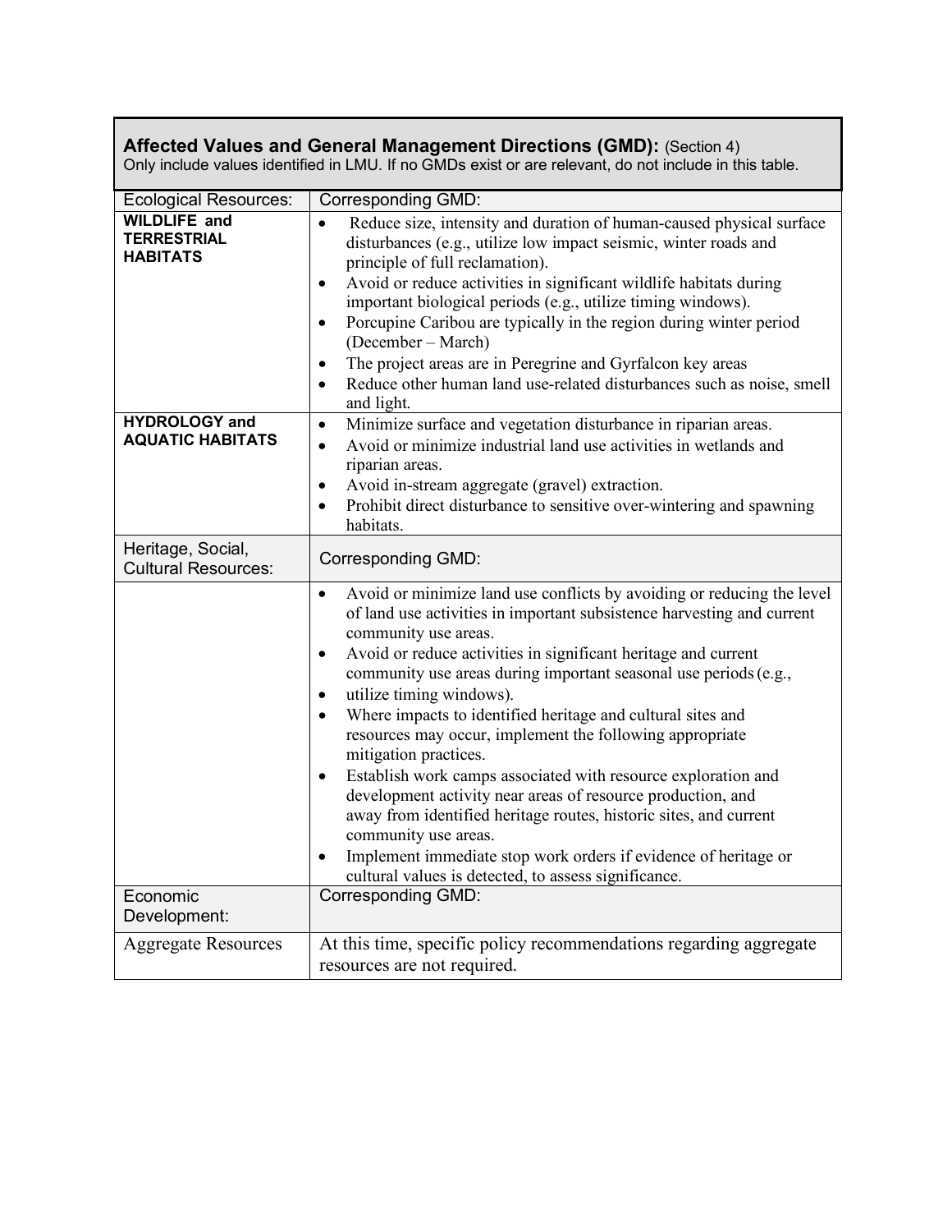**Affected Values and General Management Directions (GMD):** (Section 4)
Only include values identified in LMU. If no GMDs exist or are relevant, do not include in this table.

| Ecological Resources: | Corresponding GMD: |
|---|---|
| **WILDLIFE and TERRESTRIAL HABITATS** | • Reduce size, intensity and duration of human-caused physical surface disturbances (e.g., utilize low impact seismic, winter roads and principle of full reclamation).<br>• Avoid or reduce activities in significant wildlife habitats during important biological periods (e.g., utilize timing windows).<br>• Porcupine Caribou are typically in the region during winter period (December – March)<br>• The project areas are in Peregrine and Gyrfalcon key areas<br>• Reduce other human land use-related disturbances such as noise, smell and light. |
| **HYDROLOGY and AQUATIC HABITATS** | • Minimize surface and vegetation disturbance in riparian areas.<br>• Avoid or minimize industrial land use activities in wetlands and riparian areas.<br>• Avoid in-stream aggregate (gravel) extraction.<br>• Prohibit direct disturbance to sensitive over-wintering and spawning habitats. |
| Heritage, Social, Cultural Resources: | Corresponding GMD: |
| | • Avoid or minimize land use conflicts by avoiding or reducing the level of land use activities in important subsistence harvesting and current community use areas.<br>• Avoid or reduce activities in significant heritage and current community use areas during important seasonal use periods (e.g.,<br>• utilize timing windows).<br>• Where impacts to identified heritage and cultural sites and resources may occur, implement the following appropriate mitigation practices.<br>• Establish work camps associated with resource exploration and development activity near areas of resource production, and away from identified heritage routes, historic sites, and current community use areas.<br>• Implement immediate stop work orders if evidence of heritage or cultural values is detected, to assess significance. |
| Economic Development: | Corresponding GMD: |
| Aggregate Resources | At this time, specific policy recommendations regarding aggregate resources are not required. |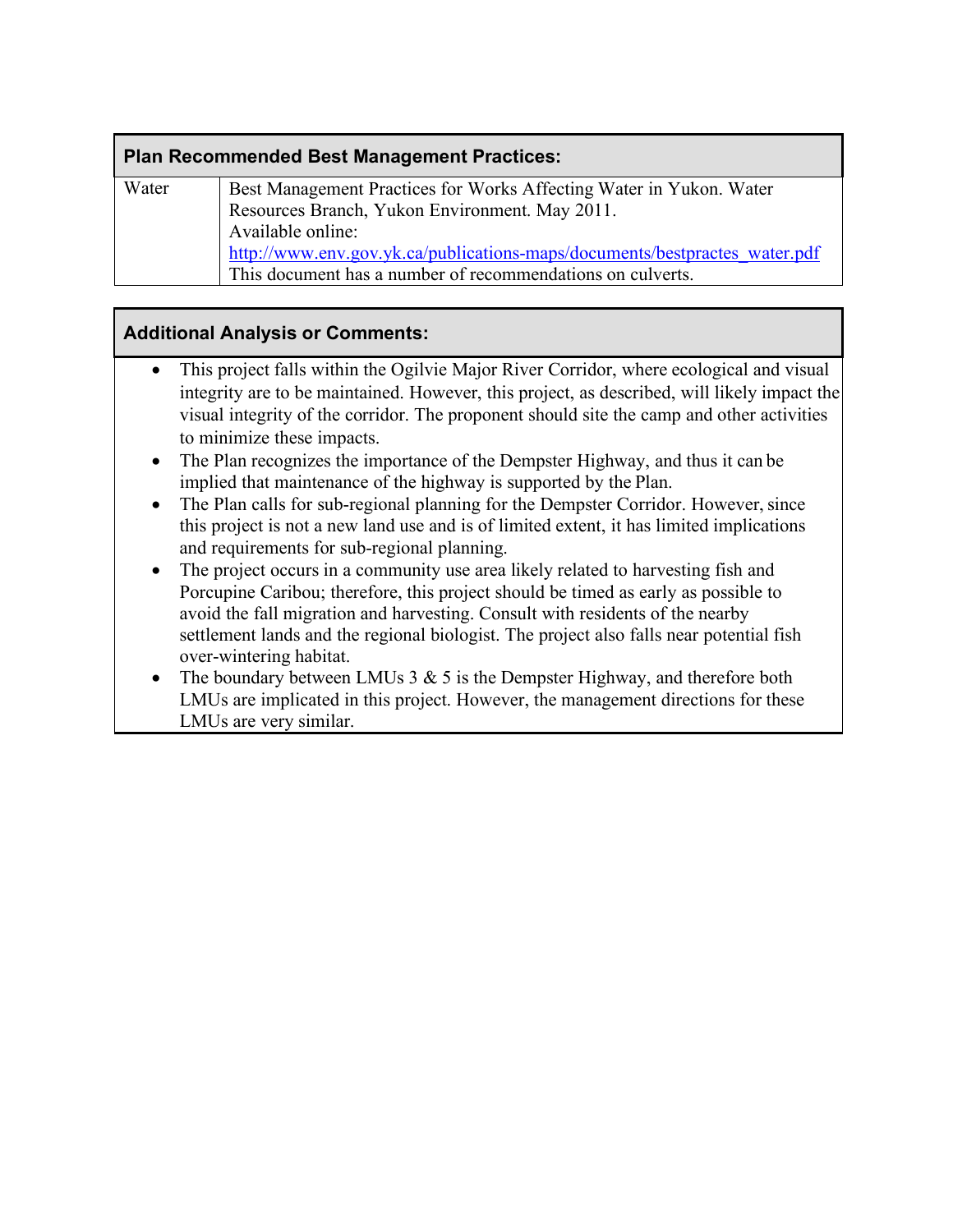| Plan Recommended Best Management Practices: | |
|---|---|
| Water | Best Management Practices for Works Affecting Water in Yukon. Water Resources Branch, Yukon Environment. May 2011.<br>Available online:<br>http://www.env.gov.yk.ca/publications-maps/documents/bestpractes_water.pdf<br>This document has a number of recommendations on culverts. |

**Additional Analysis or Comments:**

- This project falls within the Ogilvie Major River Corridor, where ecological and visual integrity are to be maintained. However, this project, as described, will likely impact the visual integrity of the corridor. The proponent should site the camp and other activities to minimize these impacts.
- The Plan recognizes the importance of the Dempster Highway, and thus it can be implied that maintenance of the highway is supported by the Plan.
- The Plan calls for sub-regional planning for the Dempster Corridor. However, since this project is not a new land use and is of limited extent, it has limited implications and requirements for sub-regional planning.
- The project occurs in a community use area likely related to harvesting fish and Porcupine Caribou; therefore, this project should be timed as early as possible to avoid the fall migration and harvesting. Consult with residents of the nearby settlement lands and the regional biologist. The project also falls near potential fish over-wintering habitat.
- The boundary between LMUs 3 & 5 is the Dempster Highway, and therefore both LMUs are implicated in this project. However, the management directions for these LMUs are very similar.